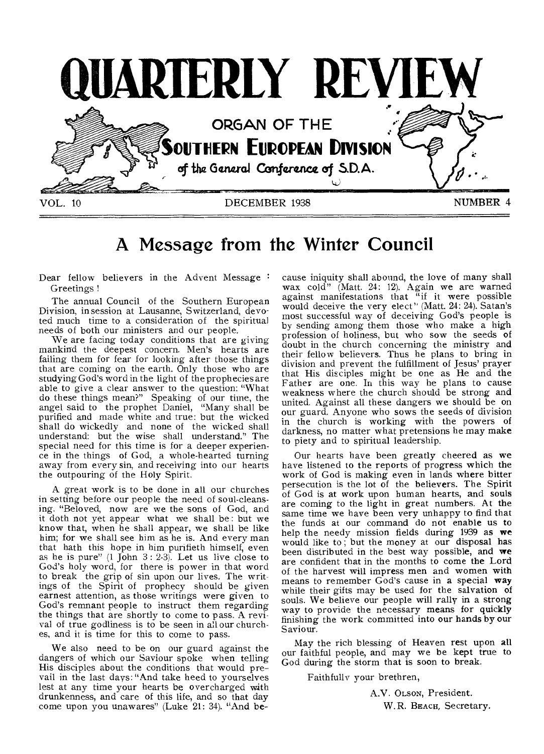# QUARTERLY REVIEW

ORGAN OF THE

SOUTHERN EUROPEAN DIVISION

of the General Conference of S.D.A.

VOL. 10 DECEMBER 1938 NUMBER 4

## A Message from the Winter Council

Dear fellow believers in the Advent Message :
Greetings !

The annual Council of the Southern European Division, in session at Lausanne, Switzerland, devoted much time to a consideration of the spiritual needs of both our ministers and our people.

We are facing today conditions that are giving mankind the deepest concern. Men's hearts are failing them for fear for looking after those things that are coming on the earth. Only those who are studying God's word in the light of the prophecies are able to give a clear answer to the question: "What do these things mean?" Speaking of our time, the angel said to the prophet Daniel, "Many shall be purified and made white and true: but the wicked shall do wickedly and none of the wicked shall understand: but the wise shall understand." The special need for this time is for a deeper experience in the things of God, a whole-hearted turning away from every sin, and receiving into our hearts the outpouring of the Holy Spirit.

A great work is to be done in all our churches in setting before our people the need of soul-cleansing. "Beloved, now are we the sons of God, and it doth not yet appear what we shall be: but we know that, when he shall appear, we shall be like him; for we shall see him as he is. And every man that hath this hope in him purifieth himself, even as he is pure" (1 John 3 : 2-3). Let us live close to God's holy word, for there is power in that word to break the grip of sin upon our lives. The writings of the Spirit of prophecy should be given earnest attention, as those writings were given to God's remnant people to instruct them regarding the things that are shortly to come to pass. A revival of true godliness is to be seen in all our churches, and it is time for this to come to pass.

We also need to be on our guard against the dangers of which our Saviour spoke when telling His disciples about the conditions that would prevail in the last days: "And take heed to yourselves lest at any time your hearts be overcharged with drunkenness, and care of this life, and so that day come upon you unawares" (Luke 21: 34). "And because iniquity shall abound, the love of many shall wax cold" (Matt. 24: 12). Again we are warned against manifestations that "if it were possible would deceive the very elect" (Matt. 24: 24). Satan's most successful way of deceiving God's people is by sending among them those who make a high profession of holiness, but who sow the seeds of doubt in the church concerning the ministry and their fellow believers. Thus he plans to bring in division and prevent the fulfillment of Jesus' prayer that His disciples might be one as He and the Father are one. In this way he plans to cause weakness where the church should be strong and united. Against all these dangers we should be on our guard. Anyone who sows the seeds of division in the church is working with the powers of darkness, no matter what pretensions he may make to piety and to spiritual leadership.

Our hearts have been greatly cheered as we have listened to the reports of progress which the work of God is making even in lands where bitter persecution is the lot of the believers. The Spirit of God is at work upon human hearts, and souls are coming to the light in great numbers. At the same time we have been very unhappy to find that the funds at our command do not enable us to help the needy mission fields during 1939 as we would like to; but the money at our disposal has been distributed in the best way possible, and we are confident that in the months to come the Lord of the harvest will impress men and women with means to remember God's cause in a special way while their gifts may be used for the salvation of souls. We believe our people will rally in a strong way to provide the necessary means for quickly finishing the work committed into our hands by our Saviour.

May the rich blessing of Heaven rest upon all our faithful people, and may we be kept true to God during the storm that is soon to break.

Faithfully your brethren,

A.V. Olson, President.
W.R. Beach, Secretary.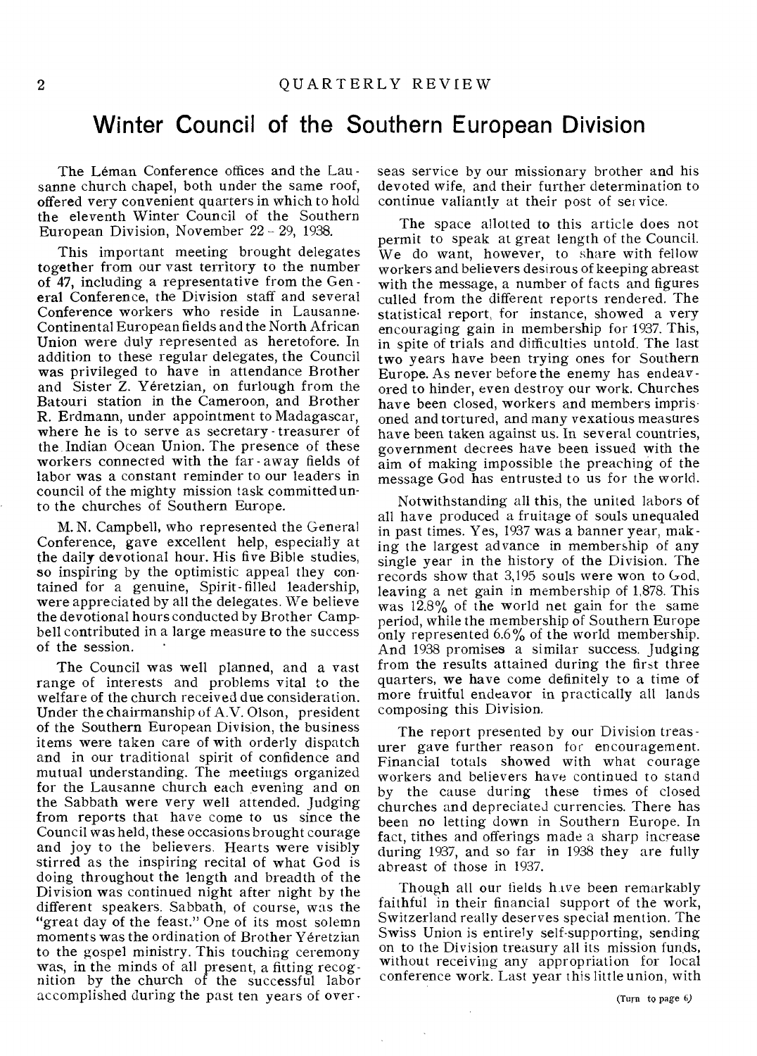# Winter Council of the Southern European Division

The Léman Conference offices and the Lausanne church chapel, both under the same roof, offered very convenient quarters in which to hold the eleventh Winter Council of the Southern European Division, November 22 - 29, 1938.

This important meeting brought delegates together from our vast territory to the number of 47, including a representative from the General Conference, the Division staff and several Conference workers who reside in Lausanne. Continental European fields and the North African Union were duly represented as heretofore. In addition to these regular delegates, the Council was privileged to have in attendance Brother and Sister Z. Yéretzian, on furlough from the Batouri station in the Cameroon, and Brother R. Erdmann, under appointment to Madagascar, where he is to serve as secretary-treasurer of the Indian Ocean Union. The presence of these workers connected with the far-away fields of labor was a constant reminder to our leaders in council of the mighty mission task committed unto the churches of Southern Europe.

M. N. Campbell, who represented the General Conference, gave excellent help, especially at the daily devotional hour. His five Bible studies, so inspiring by the optimistic appeal they contained for a genuine, Spirit-filled leadership, were appreciated by all the delegates. We believe the devotional hours conducted by Brother Campbell contributed in a large measure to the success of the session.

The Council was well planned, and a vast range of interests and problems vital to the welfare of the church received due consideration. Under the chairmanship of A.V. Olson, president of the Southern European Division, the business items were taken care of with orderly dispatch and in our traditional spirit of confidence and mutual understanding. The meetings organized for the Lausanne church each evening and on the Sabbath were very well attended. Judging from reports that have come to us since the Council was held, these occasions brought courage and joy to the believers. Hearts were visibly stirred as the inspiring recital of what God is doing throughout the length and breadth of the Division was continued night after night by the different speakers. Sabbath, of course, was the "great day of the feast." One of its most solemn moments was the ordination of Brother Yéretzian to the gospel ministry. This touching ceremony was, in the minds of all present, a fitting recognition by the church of the successful labor accomplished during the past ten years of overseas service by our missionary brother and his devoted wife, and their further determination to continue valiantly at their post of service.

The space allotted to this article does not permit to speak at great length of the Council. We do want, however, to share with fellow workers and believers desirous of keeping abreast with the message, a number of facts and figures culled from the different reports rendered. The statistical report, for instance, showed a very encouraging gain in membership for 1937. This, in spite of trials and difficulties untold. The last two years have been trying ones for Southern Europe. As never before the enemy has endeavored to hinder, even destroy our work. Churches have been closed, workers and members imprisoned and tortured, and many vexatious measures have been taken against us. In several countries, government decrees have been issued with the aim of making impossible the preaching of the message God has entrusted to us for the world.

Notwithstanding all this, the united labors of all have produced a fruitage of souls unequaled in past times. Yes, 1937 was a banner year, making the largest advance in membership of any single year in the history of the Division. The records show that 3,195 souls were won to God, leaving a net gain in membership of 1,878. This was 12.8% of the world net gain for the same period, while the membership of Southern Europe only represented 6.6% of the world membership. And 1938 promises a similar success. Judging from the results attained during the first three quarters, we have come definitely to a time of more fruitful endeavor in practically all lands composing this Division.

The report presented by our Division treasurer gave further reason for encouragement. Financial totals showed with what courage workers and believers have continued to stand by the cause during these times of closed churches and depreciated currencies. There has been no letting down in Southern Europe. In fact, tithes and offerings made a sharp increase during 1937, and so far in 1938 they are fully abreast of those in 1937.

Though all our fields have been remarkably faithful in their financial support of the work, Switzerland really deserves special mention. The Swiss Union is entirely self-supporting, sending on to the Division treasury all its mission funds, without receiving any appropriation for local conference work. Last year this little union, with

(Turn to page 6)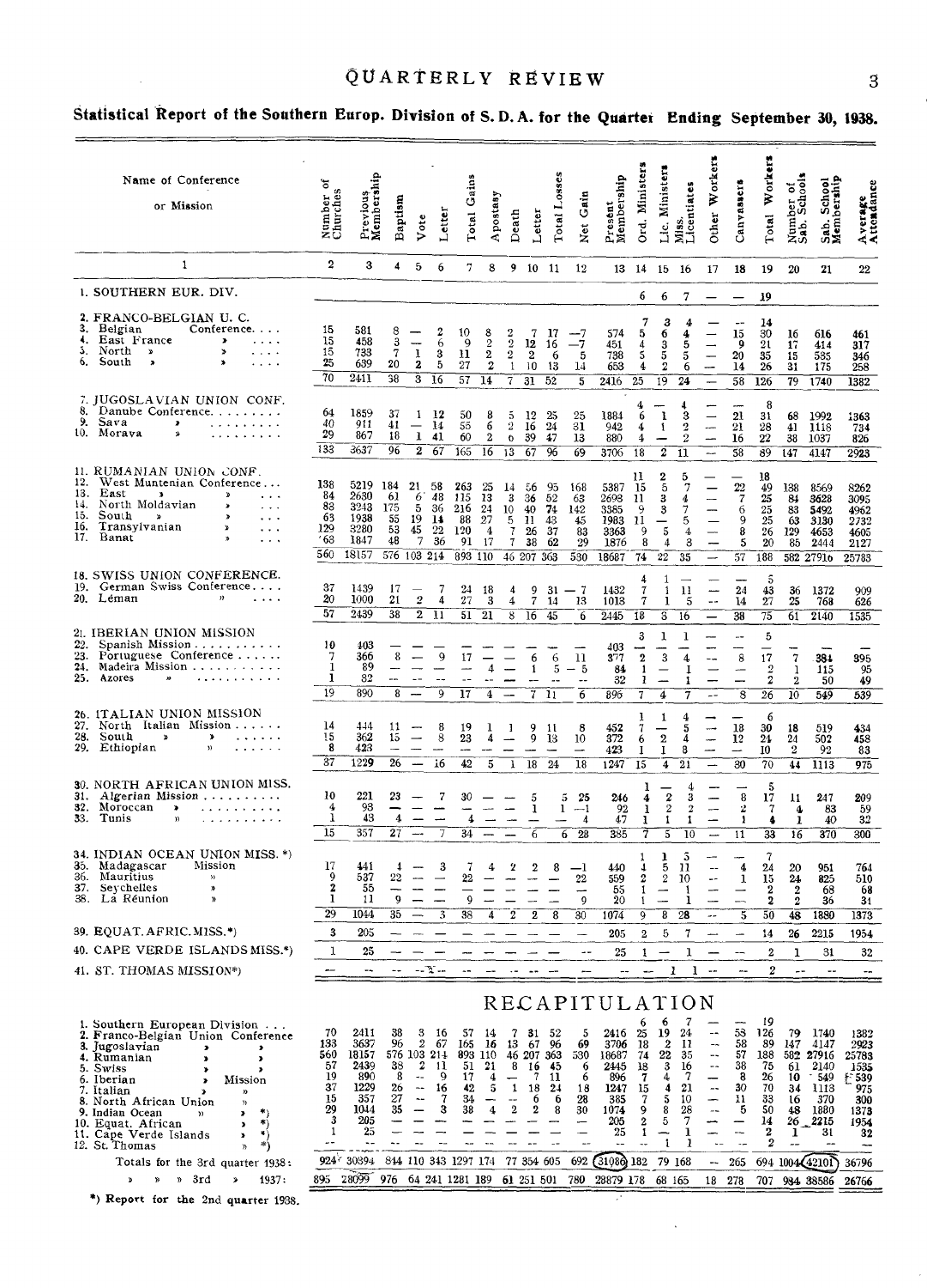## Statistical Report of the Southern Europ. Division of S. D. A. for the Quarter Ending September 30, 1938.

| Name of Conference or Mission | Number of Churches | Previous Membership | Baptism | Vote | Letter | Total Gains | Apostasy | Death | Letter | Total Losses | Net Gain | Present Membership | Ord. Ministers | Lic. Ministers | Miss. Licentiates | Other Workers | Canvassers | Total Workers | Number of Sab. Schools | Sab. School Membership | Average Attendance |
|---|---|---|---|---|---|---|---|---|---|---|---|---|---|---|---|---|---|---|---|---|---|
| 1 | 2 | 3 | 4 | 5 | 6 | 7 | 8 | 9 | 10 | 11 | 12 | 13 | 14 | 15 | 16 | 17 | 18 | 19 | 20 | 21 | 22 |
| 1. SOUTHERN EUR. DIV. | | | | | | | | | | | | | 6 | 6 | 7 | — | — | 19 | | | |
| 2. FRANCO-BELGIAN U. C. | | | | | | | | | | | | | 7 | 3 | 4 | — | — | 14 | | | |
| 3. Belgian Conference | 15 | 581 | 8 | — | 2 | 10 | 8 | 2 | 7 | 17 | —7 | 574 | 5 | 6 | 4 | — | 15 | 30 | 16 | 616 | 461 |
| 4. East France » | 15 | 458 | 3 | — | 6 | 9 | 2 | 2 | 12 | 16 | —7 | 451 | 4 | 3 | 5 | — | 9 | 21 | 17 | 414 | 317 |
| 5. North » » | 15 | 733 | 7 | 1 | 3 | 11 | 2 | 2 | 2 | 6 | 5 | 738 | 5 | 5 | 5 | — | 20 | 35 | 15 | 585 | 346 |
| 6. South » » | 25 | 639 | 20 | 2 | 5 | 27 | 2 | 1 | 10 | 13 | 14 | 653 | 4 | 2 | 6 | — | 14 | 26 | 31 | 175 | 258 |
| | 70 | 2411 | 38 | 3 | 16 | 57 | 14 | 7 | 31 | 52 | 5 | 2416 | 25 | 19 | 24 | — | 58 | 126 | 79 | 1740 | 1382 |
| 7. JUGOSLAVIAN UNION CONF. | | | | | | | | | | | | | 4 | — | 4 | — | — | 8 | | | |
| 8. Danube Conference | 64 | 1859 | 37 | 1 | 12 | 50 | 8 | 5 | 12 | 25 | 25 | 1884 | 6 | 1 | 3 | — | 21 | 31 | 68 | 1992 | 1363 |
| 9. Sava » | 40 | 911 | 41 | — | 14 | 55 | 6 | 2 | 16 | 24 | 31 | 942 | 4 | 1 | 2 | — | 21 | 28 | 41 | 1118 | 734 |
| 10. Morava » | 29 | 867 | 18 | 1 | 41 | 60 | 2 | 6 | 39 | 47 | 13 | 880 | 4 | — | 2 | — | 16 | 22 | 38 | 1037 | 826 |
| | 133 | 3637 | 96 | 2 | 67 | 165 | 16 | 13 | 67 | 96 | 69 | 3706 | 18 | 2 | 11 | — | 58 | 89 | 147 | 4147 | 2923 |
| 11. RUMANIAN UNION CONF. | | | | | | | | | | | | | 11 | 2 | 5 | — | — | 18 | | | |
| 12. West Muntenian Conference | 138 | 5219 | 184 | 21 | 58 | 263 | 25 | 14 | 56 | 95 | 168 | 5387 | 15 | 5 | 7 | — | 22 | 49 | 138 | 8569 | 8262 |
| 13. East » » | 84 | 2630 | 61 | 6 | 48 | 115 | 13 | 3 | 36 | 52 | 63 | 2693 | 11 | 3 | 4 | — | 7 | 25 | 84 | 3628 | 3095 |
| 14. North Moldavian » | 88 | 3243 | 175 | 5 | 36 | 216 | 24 | 10 | 40 | 74 | 142 | 3385 | 9 | 3 | 7 | — | 6 | 25 | 83 | 5492 | 4962 |
| 15. South » » | 63 | 1938 | 55 | 19 | 14 | 88 | 27 | 5 | 11 | 43 | 45 | 1983 | 11 | — | 5 | — | 9 | 25 | 63 | 3130 | 2732 |
| 16. Transylvanian » | 129 | 3280 | 53 | 45 | 22 | 120 | 4 | 7 | 26 | 37 | 83 | 3363 | 9 | 5 | 4 | — | 8 | 26 | 129 | 4653 | 4605 |
| 17. Banat » | 68 | 1847 | 48 | 7 | 36 | 91 | 17 | 7 | 38 | 62 | 29 | 1876 | 8 | 4 | 3 | — | 5 | 20 | 85 | 2444 | 2127 |
| | 560 | 18157 | 576 | 103 | 214 | 893 | 110 | 46 | 207 | 363 | 530 | 18687 | 74 | 22 | 35 | — | 57 | 188 | 582 | 27916 | 25783 |
| 18. SWISS UNION CONFERENCE. | | | | | | | | | | | | | 4 | 1 | — | — | — | 5 | | | |
| 19. German Swiss Conference | 37 | 1439 | 17 | — | 7 | 24 | 18 | 4 | 9 | 31 | — 7 | 1432 | 7 | 1 | 11 | — | 24 | 43 | 36 | 1372 | 909 |
| 20. Léman » | 20 | 1000 | 21 | 2 | 4 | 27 | 3 | 4 | 7 | 14 | 13 | 1013 | 7 | 1 | 5 | — | 14 | 27 | 25 | 768 | 626 |
| | 57 | 2439 | 38 | 2 | 11 | 51 | 21 | 8 | 16 | 45 | 6 | 2445 | 18 | 3 | 16 | — | 38 | 75 | 61 | 2140 | 1535 |
| 21. IBERIAN UNION MISSION | | | | | | | | | | | | | 3 | 1 | 1 | — | — | 5 | | | |
| 22. Spanish Mission | 10 | 403 | — | — | — | — | — | — | — | — | — | 403 | — | — | — | — | — | — | — | — | — |
| 23. Portuguese Conference | 7 | 366 | 8 | — | 9 | 17 | — | — | 6 | 6 | 11 | 377 | 2 | 3 | 4 | — | 8 | 17 | 7 | 384 | 395 |
| 24. Madeira Mission | 1 | 89 | — | — | — | — | 4 | — | 1 | 5 | — 5 | 84 | 1 | — | 1 | — | — | 2 | 1 | 115 | 95 |
| 25. Azores » | 1 | 32 | — | — | — | — | — | — | — | — | — | 32 | 1 | — | 1 | — | — | 2 | 2 | 50 | 49 |
| | 19 | 890 | 8 | — | 9 | 17 | 4 | — | 7 | 11 | 6 | 896 | 7 | 4 | 7 | — | 8 | 26 | 10 | 549 | 539 |
| 26. ITALIAN UNION MISSION | | | | | | | | | | | | | 1 | 1 | 4 | — | — | 6 | | | |
| 27. North Italian Mission | 14 | 444 | 11 | — | 8 | 19 | 1 | 1 | 9 | 11 | 8 | 452 | 7 | — | 5 | — | 18 | 30 | 18 | 519 | 434 |
| 28. South » » | 15 | 362 | 15 | — | 8 | 23 | 4 | — | 9 | 13 | 10 | 372 | 6 | 2 | 4 | — | 12 | 24 | 24 | 502 | 458 |
| 29. Ethiopian » | 8 | 423 | — | — | — | — | — | — | — | — | — | 423 | 1 | 1 | 8 | — | — | 10 | 2 | 92 | 83 |
| | 37 | 1229 | 26 | — | 16 | 42 | 5 | 1 | 18 | 24 | 18 | 1247 | 15 | 4 | 21 | — | 30 | 70 | 44 | 1113 | 975 |
| 30. NORTH AFRICAN UNION MISS. | | | | | | | | | | | | | 1 | — | 4 | — | — | 5 | | | |
| 31. Algerian Mission | 10 | 221 | 23 | — | 7 | 30 | — | — | 5 | 5 | 25 | 246 | 4 | 2 | 3 | — | 8 | 17 | 11 | 247 | 209 |
| 32. Moroccan » | 4 | 93 | — | — | — | — | — | — | 1 | 1 | —1 | 92 | 1 | 2 | 2 | — | 2 | 7 | 4 | 83 | 59 |
| 33. Tunis » | 1 | 43 | 4 | — | — | 4 | — | — | — | — | 4 | 47 | 1 | 1 | 1 | — | 1 | 4 | 1 | 40 | 32 |
| | 15 | 357 | 27 | — | 7 | 34 | — | — | 6 | 6 | 28 | 385 | 7 | 5 | 10 | — | 11 | 33 | 16 | 370 | 300 |
| 34. INDIAN OCEAN UNION MISS. *) | | | | | | | | | | | | | 1 | 1 | 5 | — | — | 7 | | | |
| 35. Madagascar Mission | 17 | 441 | 4 | — | 3 | 7 | 4 | 2 | 2 | 8 | —1 | 440 | 4 | 5 | 11 | — | 4 | 24 | 20 | 951 | 764 |
| 36. Mauritius » | 9 | 537 | 22 | — | — | 22 | — | — | — | — | 22 | 559 | 2 | 2 | 10 | — | 1 | 15 | 24 | 825 | 510 |
| 37. Seychelles » | 2 | 55 | — | — | — | — | — | — | — | — | — | 55 | 1 | — | 1 | — | — | 2 | 2 | 68 | 68 |
| 38. La Réunion » | 1 | 11 | 9 | — | — | 9 | — | — | — | — | 9 | 20 | 1 | — | 1 | — | — | 2 | 2 | 36 | 31 |
| | 29 | 1044 | 35 | — | 3 | 38 | 4 | 2 | 2 | 8 | 30 | 1074 | 9 | 8 | 28 | — | 5 | 50 | 48 | 1880 | 1373 |
| 39. EQUAT. AFRIC. MISS.*) | 3 | 205 | — | — | — | — | — | — | — | — | — | 205 | 2 | 5 | 7 | — | — | 14 | 26 | 2215 | 1954 |
| 40. CAPE VERDE ISLANDS MISS.*) | 1 | 25 | — | — | — | — | — | — | — | — | — | 25 | 1 | — | 1 | — | — | 2 | 1 | 31 | 32 |
| 41. ST. THOMAS MISSION*) | — | — | — | — | — | — | — | — | — | — | — | — | — | 1 | 1 | — | — | 2 | — | — | — |

## RECAPITULATION

| | 2 | 3 | 4 | 5 | 6 | 7 | 8 | 9 | 10 | 11 | 12 | 13 | 14 | 15 | 16 | 17 | 18 | 19 | 20 | 21 | 22 |
|---|---|---|---|---|---|---|---|---|---|---|---|---|---|---|---|---|---|---|---|---|---|
| 1. Southern European Division | | | | | | | | | | | | | 6 | 6 | 7 | — | — | 19 | | | |
| 2. Franco-Belgian Union Conference | 70 | 2411 | 38 | 3 | 16 | 57 | 14 | 7 | 31 | 52 | 5 | 2416 | 25 | 19 | 24 | — | 58 | 126 | 79 | 1740 | 1382 |
| 3. Jugoslavian » » | 133 | 3637 | 96 | 2 | 67 | 165 | 16 | 13 | 67 | 96 | 69 | 3706 | 18 | 2 | 11 | — | 58 | 89 | 147 | 4147 | 2923 |
| 4. Rumanian » » | 560 | 18157 | 576 | 103 | 214 | 893 | 110 | 46 | 207 | 363 | 530 | 18687 | 74 | 22 | 35 | — | 57 | 188 | 582 | 27916 | 25783 |
| 5. Swiss » » | 57 | 2439 | 38 | 2 | 11 | 51 | 21 | 8 | 16 | 45 | 6 | 2445 | 18 | 3 | 16 | — | 38 | 75 | 61 | 2140 | 1535 |
| 6. Iberian » Mission | 19 | 890 | 8 | — | 9 | 17 | 4 | — | 7 | 11 | 6 | 896 | 7 | 4 | 7 | — | 8 | 26 | 10 | 549 | 539 |
| 7. Italian » » | 37 | 1229 | 26 | — | 16 | 42 | 5 | 1 | 18 | 24 | 18 | 1247 | 15 | 4 | 21 | — | 30 | 70 | 34 | 1113 | 975 |
| 8. North African Union » | 15 | 357 | 27 | — | 7 | 34 | — | — | 6 | 6 | 28 | 385 | 7 | 5 | 10 | — | 11 | 33 | 16 | 370 | 300 |
| 9. Indian Ocean » » *) | 29 | 1044 | 35 | — | 3 | 38 | 4 | 2 | 2 | 8 | 30 | 1074 | 9 | 8 | 28 | — | 5 | 50 | 48 | 1880 | 1373 |
| 10. Equat. African » *) | 3 | 205 | — | — | — | — | — | — | — | — | — | 205 | 2 | 5 | 7 | — | — | 14 | 26 | 2215 | 1954 |
| 11. Cape Verde Islands » *) | 1 | 25 | — | — | — | — | — | — | — | — | — | 25 | 1 | — | 1 | — | — | 2 | 1 | 31 | 32 |
| 12. St. Thomas » *) | — | — | — | — | — | — | — | — | — | — | — | — | — | 1 | 1 | — | — | 2 | — | — | — |
| Totals for the 3rd quarter 1938: | 924 | 30394 | 844 | 110 | 343 | 1297 | 174 | 77 | 354 | 605 | 692 | 31086 | 182 | 79 | 168 | — | 265 | 694 | 1004 | 42101 | 36796 |
| » » » 3rd » 1937: | 895 | 28099 | 976 | 64 | 241 | 1281 | 189 | 61 | 251 | 501 | 780 | 28879 | 178 | 68 | 165 | 18 | 278 | 707 | 984 | 38586 | 26766 |

*) Report for the 2nd quarter 1938.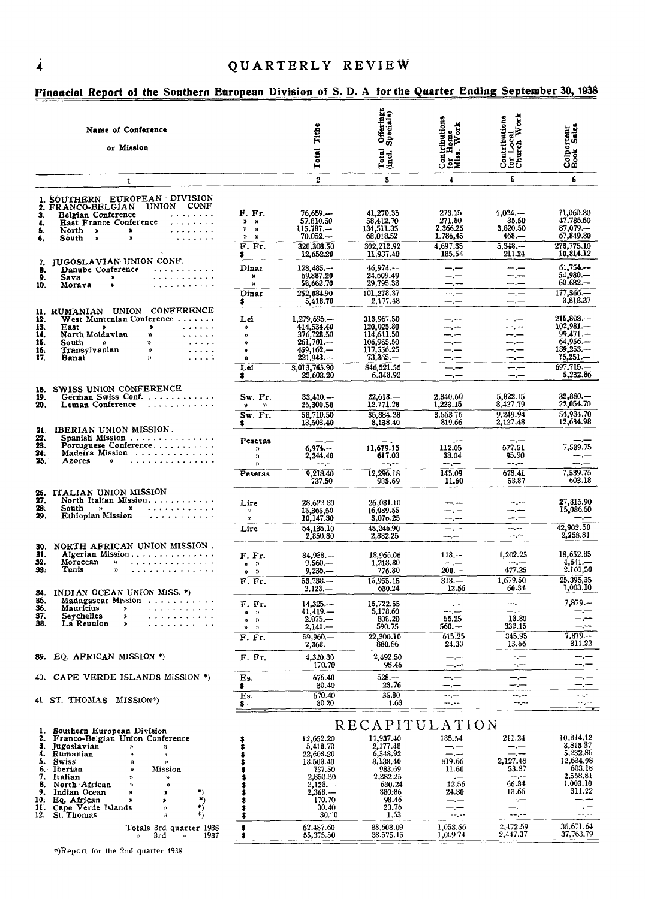## Financial Report of the Southern European Division of S. D. A for the Quarter Ending September 30, 1938

| Name of Conference or Mission | | Total Tithe | Total Offerings (Incl. Specials) | Contributions for Home Miss. Work | Contributions for Local Church Work | Colporteur Book Sales |
|---|---|---|---|---|---|---|
| 1 | | 2 | 3 | 4 | 5 | 6 |
| 1. SOUTHERN EUROPEAN DIVISION | | | | | | |
| 2. FRANCO-BELGIAN UNION CONF | | | | | | |
| 3. Belgian Conference | F. Fr. | 76,659.— | 41,270.35 | 273.15 | 1,024.— | 71,060.80 |
| 4. East France Conference | » » | 57,810.50 | 58,412.70 | 271.50 | 35.50 | 47,785.50 |
| 5. North » » | » » | 115,787.— | 134,511.35 | 2,366.25 | 3,820.50 | 87,079.— |
| 6. South » » | » » | 70,052.— | 68,018.52 | 1,786.45 | 468.— | 67,849.80 |
| | F. Fr. | 320,308.50 | 302,212.92 | 4,697.35 | 5,348.— | 273,775.10 |
| | $ | 12,652.20 | 11,937.40 | 185.54 | 211.24 | 10,814.12 |
| 7. JUGOSLAVIAN UNION CONF. | | | | | | |
| 8. Danube Conference | Dinar | 123,485.— | 46,974.— | —.— | —.— | 61,754.— |
| 9. Sava » | » | 69,887.20 | 24,509.49 | —.— | —.— | 54,980.— |
| 10. Morava » | » | 58,662.70 | 29,795.38 | —.— | —.— | 60,632.— |
| | Dinar | 252,034.90 | 101,278.87 | —.— | —.— | 177,366.— |
| | $ | 5,418.70 | 2,177.48 | —.— | —.— | 3,813.37 |
| 11. RUMANIAN UNION CONFERENCE | | | | | | |
| 12. West Muntenian Conference | Lei | 1,279,695.— | 313,967.50 | —.— | —.— | 215,803.— |
| 13. East » » | » | 414,534.40 | 120,025.80 | —.— | —.— | 102,981.— |
| 14. North Moldavian » | » | 376,728.50 | 114,641.50 | —.— | —.— | 99,471.— |
| 15. South » » | » | 261,701.— | 106,965.50 | —.— | —.— | 64,956.— |
| 16. Transylvanian » | » | 459,162.— | 117,556.25 | —.— | —.— | 139,253.— |
| 17. Banat » | » | 221,943.— | 73,365.— | —.— | —.— | 75,251.— |
| | Lei | 3,013,763.90 | 846,521.55 | —.— | —.— | 697,715.— |
| | $ | 22,603.20 | 6,348.92 | —.— | —.— | 5,232.86 |
| 18. SWISS UNION CONFERENCE | | | | | | |
| 19. German Swiss Conf. | Sw. Fr. | 33,410.— | 22,613.— | 2,340.60 | 5,822.15 | 32,880.— |
| 20. Leman Conference | » » | 25,300.50 | 12,771.28 | 1,223.15 | 3,427.79 | 22,054.70 |
| | Sw. Fr. | 58,710.50 | 35,384.28 | 3,563.75 | 9,249.94 | 54,934.70 |
| | $ | 13,503.40 | 8,138.40 | 819.66 | 2,127.48 | 12,634.98 |
| 21. IBERIAN UNION MISSION. | | | | | | |
| 22. Spanish Mission | Pesetas | —.— | —.— | —.— | —.— | —.— |
| 23. Portuguese Conference | » | 6,974.— | 11,679.15 | 112.05 | 577.51 | 7,539.75 |
| 24. Madeira Mission | » | 2,244.40 | 617.03 | 33.04 | 95.90 | —.— |
| 25. Azores » | » | —.— | —.— | —.— | —.— | |
| | Pesetas | 9,218.40 | 12,296.18 | 145.09 | 673.41 | 7,539.75 |
| | | 737.50 | 983.69 | 11.60 | 53.87 | 603.18 |
| 26. ITALIAN UNION MISSION | | | | | | |
| 27. North Italian Mission | Lire | 28,622.30 | 26,081.10 | —.— | —.— | 27,815.90 |
| 28. South » » | » | 15,365.50 | 16,089.55 | —.— | —.— | 15,086.60 |
| 29. Ethiopian Mission | » | 10,147.30 | 3,076.25 | —.— | —.— | —.— |
| | Lire | 54,135.10 | 45,246.90 | —.— | —.— | 42,902.50 |
| | | 2,850.30 | 2,382.25 | —.— | —.— | 2,258.81 |
| 30. NORTH AFRICAN UNION MISSION. | | | | | | |
| 31. Algerian Mission | F. Fr. | 34,938.— | 13,965.05 | 118.— | 1,202.25 | 18,652.85 |
| 32. Moroccan » | » » | 9,560.— | 1,213.80 | —.— | —.— | 4,641.— |
| 33. Tunis » | » » | 9,235.— | 776.30 | 200.— | 477.25 | 2,101.50 |
| | F. Fr. | 53,733.— | 15,955.15 | 318.— | 1,679.50 | 25,395.35 |
| | | 2,123.— | 630.24 | 12.56 | 66.34 | 1,003.10 |
| 34. INDIAN OCEAN UNION MISS. *) | | | | | | |
| 35. Madagascar Mission | F. Fr. | 14,325.— | 15,722.55 | —.— | —.— | 7,879.— |
| 36. Mauritius » | » » | 41,419.— | 5,178.60 | —.— | —.— | —.— |
| 37. Seychelles » | » » | 2,075.— | 808.20 | 55.25 | 13.80 | —.— |
| 38. La Reunion » | » » | 2,141.— | 590.75 | 560.— | 332.15 | —.— |
| | F. Fr. | 59,960.— | 22,300.10 | 615.25 | 345.95 | 7,879.— |
| | | 2,368.— | 880.86 | 24.30 | 13.66 | 311.22 |
| 39. EQ. AFRICAN MISSION *) | F. Fr. | 4,320.30 | 2,492.50 | —.— | —.— | —.— |
| | | 170.70 | 98.46 | —.— | —.— | —.— |
| 40. CAPE VERDE ISLANDS MISSION *) | Es. | 676.40 | 528.— | —.— | —.— | —.— |
| | $ | 30.40 | 23.76 | —.— | —.— | —.— |
| 41. ST. THOMAS MISSION*) | Es. | 670.40 | 35.80 | —.— | —.— | —.— |
| | $ | 30.20 | 1.63 | —.— | —.— | —.— |

### RECAPITULATION

| | | | | | | |
|---|---|---|---|---|---|---|
| 1. Southern European Division | | | | | | |
| 2. Franco-Belgian Union Conference | $ | 12,652.20 | 11,937.40 | 185.54 | 211.24 | 10,814.12 |
| 3. Jugoslavian » » | $ | 5,418.70 | 2,177.48 | —.— | —.— | 3,813.37 |
| 4. Rumanian » » | $ | 22,603.20 | 6,348.92 | —.— | —.— | 5,232.86 |
| 5. Swiss » » | $ | 13,503.40 | 8,138.40 | 819.66 | 2,127.48 | 12,634.98 |
| 6. Iberian » Mission | $ | 737.50 | 983.69 | 11.60 | 53.87 | 603.18 |
| 7. Italian » » | $ | 2,850.30 | 2,382.25 | —.— | —.— | 2,258.81 |
| 8. North African » » | $ | 2,123.— | 630.24 | 12.56 | 66.34 | 1,003.10 |
| 9. Indian Ocean » » *) | $ | 2,368.— | 880.86 | 24.30 | 13.66 | 311.22 |
| 10. Eq. African » » *) | $ | 170.70 | 98.46 | —.— | —.— | —.— |
| 11. Cape Verde Islands » *) | $ | 30.40 | 23.76 | —.— | —.— | —.— |
| 12. St. Thomas » *) | $ | 30.20 | 1.63 | —.— | —.— | —.— |
| Totals 3rd quarter 1938 | $ | 62,487.60 | 33,603.09 | 1,053.66 | 2,472.59 | 36,671.64 |
| » 3rd » 1937 | $ | 55,375.50 | 33,575.15 | 1,009.74 | 2,447.37 | 37,763.79 |

*)Report for the 2nd quarter 1938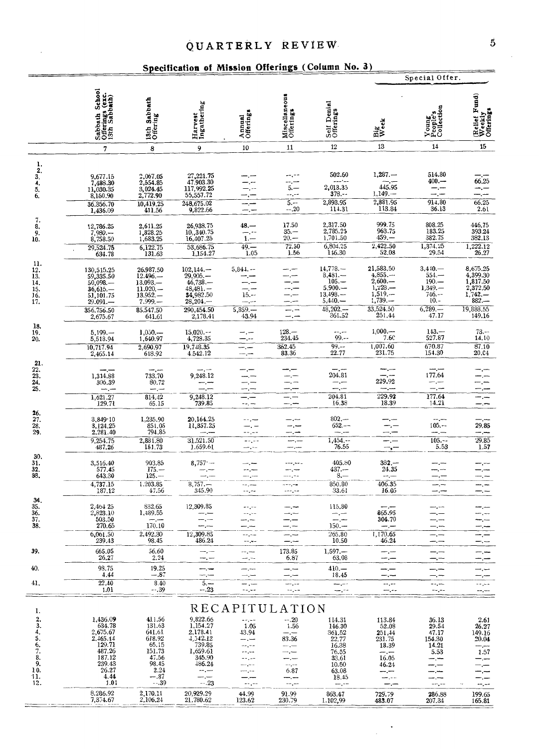## Specification of Mission Offerings (Column No. 3)

| | Sabbath School Offerings (exc. 13th Sabbath) | 13th Sabbath Offering | Harvest Ingathering | Annual Offerings | Miscellaneous Offerings | Self Denial Offerings | Special Offer. | | |
|---|---|---|---|---|---|---|---|---|---|
| | | | | | | | Big Week | Young People's Collection | (Relief Fund) Weekly Offerings |
| | 7 | 8 | 9 | 10 | 11 | 12 | 13 | 14 | 15 |
| 1. | | | | | | | | | |
| 2. | | | | | | | | | |
| 3. | 9,677.15 | 2,067.05 | 27,221.75 | —.— | —.— | 502.60 | 1,287.— | 514.80 | —.— |
| 4. | 7,488.30 | 2,554.85 | 47,903.30 | —.— | —.— | —.— | —.— | 400.— | 66.25 |
| 5. | 11,030.35 | 3,024.45 | 117,992.25 | —.— | 5.— | 2,013.35 | 445.95 | —.— | —.— |
| 6. | 8,160.90 | 2,772.90 | 55,557.72 | —.— | —.— | 378.— | 1,149.— | —.— | —.— |
| | 36,356.70 | 10,419.25 | 248,675.02 | —.— | 5.— | 2,893.95 | 2,881.95 | 914.80 | 66.25 |
| | 1,436.09 | 411.56 | 9,822.66 | —.— | —.20 | 114.31 | 113.84 | 36.13 | 2.61 |
| 7. | | | | | | | | | |
| 8. | 12,786.25 | 2,611.25 | 26,938.75 | 48.— | 17.50 | 2,317.50 | 999.75 | 808.25 | 446.75 |
| 9. | 7,980.— | 1,828.25 | 10,340.75 | —.— | 35.— | 2,785.25 | 963.75 | 183.25 | 393.24 |
| 10. | 8,758.50 | 1,683.25 | 16,407.25 | 1.— | 20.— | 1,701.50 | 459.— | 382.75 | 382.13 |
| | 29,524.75 | 6,122.75 | 53,686.75 | 49.— | 72.50 | 6,804.25 | 2,422.50 | 1,374.25 | 1,222.12 |
| | 634.78 | 131.63 | 1,154.27 | 1.05 | 1.56 | 146.30 | 52.08 | 29.54 | 26.27 |
| 11. | | | | | | | | | |
| 12. | 130,515.25 | 26,987.50 | 102,144.— | 5,844.— | —.— | 14,778.— | 21,583.50 | 3,440.— | 8,675.25 |
| 13. | 59,335.50 | 12,496.— | 29,905.— | —.— | —.— | 8,481.— | 4,855.— | 554.— | 4,399.30 |
| 14. | 50,098.— | 13,093.— | 46,738.— | —.— | —.— | 105.— | 2,600.— | 190.— | 1,817.50 |
| 15. | 36,615.— | 11,020.— | 48,481.— | —.— | —.— | 5,900.— | 1,223.— | 1,349.— | 2,372.50 |
| 16. | 51,101.75 | 13,952.— | 34,982.50 | 15.— | —.— | 13,498.— | 1,519.— | 746.— | 1,742.— |
| 17. | 29,091.— | 7,999.— | 28,204.— | —.— | —.— | 5,440.— | 1,739.— | 10.— | 882.— |
| | 356,756.50 | 85,547.50 | 290,454.50 | 5,859.— | —.— | 48,202.— | 33,524.50 | 6,289.— | 19,888.55 |
| | 2,675.67 | 641.61 | 2,178.41 | 43.94 | —.— | 361.52 | 251.44 | 47.17 | 149.16 |
| 18. | | | | | | | | | |
| 19. | 5,199.— | 1,050.— | 15,020.— | —.— | 128.— | —.— | 1,000.— | 143.— | 73.— |
| 20. | 5,518.94 | 1,640.97 | 4,728.35 | —.— | 234.45 | 99.— | 7.60 | 527.87 | 14.10 |
| | 10,717.94 | 2,690.97 | 19,748.35 | —.— | 362.45 | 99.— | 1,007.60 | 670.87 | 87.10 |
| | 2,465.14 | 618.92 | 4,542.12 | —.— | 83.36 | 22.77 | 231.75 | 154.30 | 20.04 |
| 21. | | | | | | | | | |
| 22. | —.— | —.— | —.— | —.— | —.— | —.— | —.— | —.— | —.— |
| 23. | 1,314.88 | 733.70 | 9,248.12 | —.— | —.— | 204.81 | —.— | 177.64 | —.— |
| 24. | 306.39 | 80.72 | —.— | —.— | —.— | —.— | 229.92 | —.— | —.— |
| 25. | —.— | —.— | —.— | —.— | —.— | —.— | —.— | —.— | —.— |
| | 1,621.27 | 814.42 | 9,248.12 | —.— | —.— | 204.81 | 229.92 | 177.64 | —.— |
| | 129.71 | 65.15 | 739.85 | —.— | —.— | 16.38 | 18.39 | 14.21 | —.— |
| 26. | | | | | | | | | |
| 27. | 3,849.10 | 1,235.90 | 20,164.25 | —.— | —.— | 802.— | —.— | —.— | —.— |
| 28. | 3,124.25 | 851.05 | 11,357.25 | —.— | —.— | 652.— | —.— | 105.— | 29.85 |
| 29. | 2,281.40 | 794.85 | —.— | —.— | —.— | —.— | —.— | —.— | —.— |
| | 9,254.75 | 2,881.80 | 31,521.50 | —.— | —.— | 1,454.— | —.— | 105.— | 29.85 |
| | 487.26 | 151.73 | 1,659.61 | —.— | —.— | 76.55 | —.— | 5.53 | 1.57 |
| 30. | | | | | | | | | |
| 31. | 3,516.40 | 903.85 | 8,757.— | —.— | —.— | 405.80 | 382.— | —.— | —.— |
| 32. | 577.45 | 175.— | —.— | —.— | —.— | 437.— | 24.35 | —.— | —.— |
| 33. | 643.30 | 125.— | —.— | —.— | —.— | 8.— | —.— | —.— | —.— |
| | 4,737.15 | 1,203.85 | 8,757.— | —.— | —.— | 850.80 | 406.35 | —.— | —.— |
| | 187.12 | 47.56 | 345.90 | —.— | —.— | 33.61 | 16.05 | —.— | —.— |
| 34. | | | | | | | | | |
| 35. | 2,464.25 | 832.65 | 12,309.85 | —.— | —.— | 115.80 | —.— | —.— | —.— |
| 36. | 2,823.10 | 1,489.55 | —.— | —.— | —.— | —.— | 865.95 | —.— | —.— |
| 37. | 503.50 | —.— | —.— | —.— | —.— | —.— | 304.70 | —.— | —.— |
| 38. | 270.65 | 170.10 | —.— | —.— | —.— | 150.— | —.— | —.— | —.— |
| | 6,061.50 | 2,492.30 | 12,309.85 | —.— | —.— | 265.80 | 1,170.65 | —.— | —.— |
| | 239.43 | 98.45 | 486.24 | —.— | —.— | 10.50 | 46.24 | —.— | —.— |
| 39. | 665.05 | 56.60 | —.— | —.— | 173.85 | 1,597.— | —.— | —.— | —.— |
| | 26.27 | 2.24 | —.— | —.— | 6.87 | 63.08 | —.— | —.— | —.— |
| 40. | 98.75 | 19.25 | —.— | —.— | —.— | 410.— | —.— | —.— | —.— |
| | 4.44 | —.87 | —.— | —.— | —.— | 18.45 | —.— | —.— | —.— |
| 41. | 22.40 | 8.40 | 5.— | —.— | —.— | —.— | —.— | —.— | —.— |
| | 1.01 | —.39 | —.23 | —.— | —.— | —.— | —.— | —.— | —.— |

## RECAPITULATION

| | 7 | 8 | 9 | 10 | 11 | 12 | 13 | 14 | 15 |
|---|---|---|---|---|---|---|---|---|---|
| 1. | | | | | | | | | |
| 2. | 1,436.09 | 411.56 | 9,822.66 | —.— | —.20 | 114.31 | 113.84 | 36.13 | 2.61 |
| 3. | 634.78 | 131.63 | 1,154.27 | 1.05 | 1.56 | 146.30 | 52.08 | 29.54 | 26.27 |
| 4. | 2,675.67 | 641.61 | 2,178.41 | 43.94 | —.— | 361.52 | 251.44 | 47.17 | 149.16 |
| 5. | 2,465.14 | 618.92 | 4,542.12 | —.— | 83.36 | 22.77 | 231.75 | 154.30 | 20.04 |
| 6. | 129.71 | 65.15 | 739.85 | —.— | —.— | 16.38 | 18.39 | 14.21 | —.— |
| 7. | 487.26 | 151.73 | 1,659.61 | —.— | —.— | 76.55 | —.— | 5.53 | 1.57 |
| 8. | 187.12 | 47.56 | 345.90 | —.— | —.— | 33.61 | 16.05 | —.— | —.— |
| 9. | 239.43 | 98.45 | 486.24 | —.— | —.— | 10.50 | 46.24 | —.— | —.— |
| 10. | 26.27 | 2.24 | —.— | —.— | 6.87 | 63.08 | —.— | —.— | —.— |
| 11. | 4.44 | —.87 | —.— | —.— | —.— | 18.45 | —.— | —.— | —.— |
| 12. | 1.01 | —.39 | —.23 | —.— | —.— | —.— | —.— | —.— | —.— |
| | 8,286.92 | 2,170.11 | 20,929.29 | 44.99 | 91.99 | 863.47 | 729.79 | 286.88 | 199.65 |
| | 7,374.67 | 2,106.24 | 21,780.62 | 123.62 | 230.79 | 1,102.99 | 483.07 | 207.34 | 165.81 |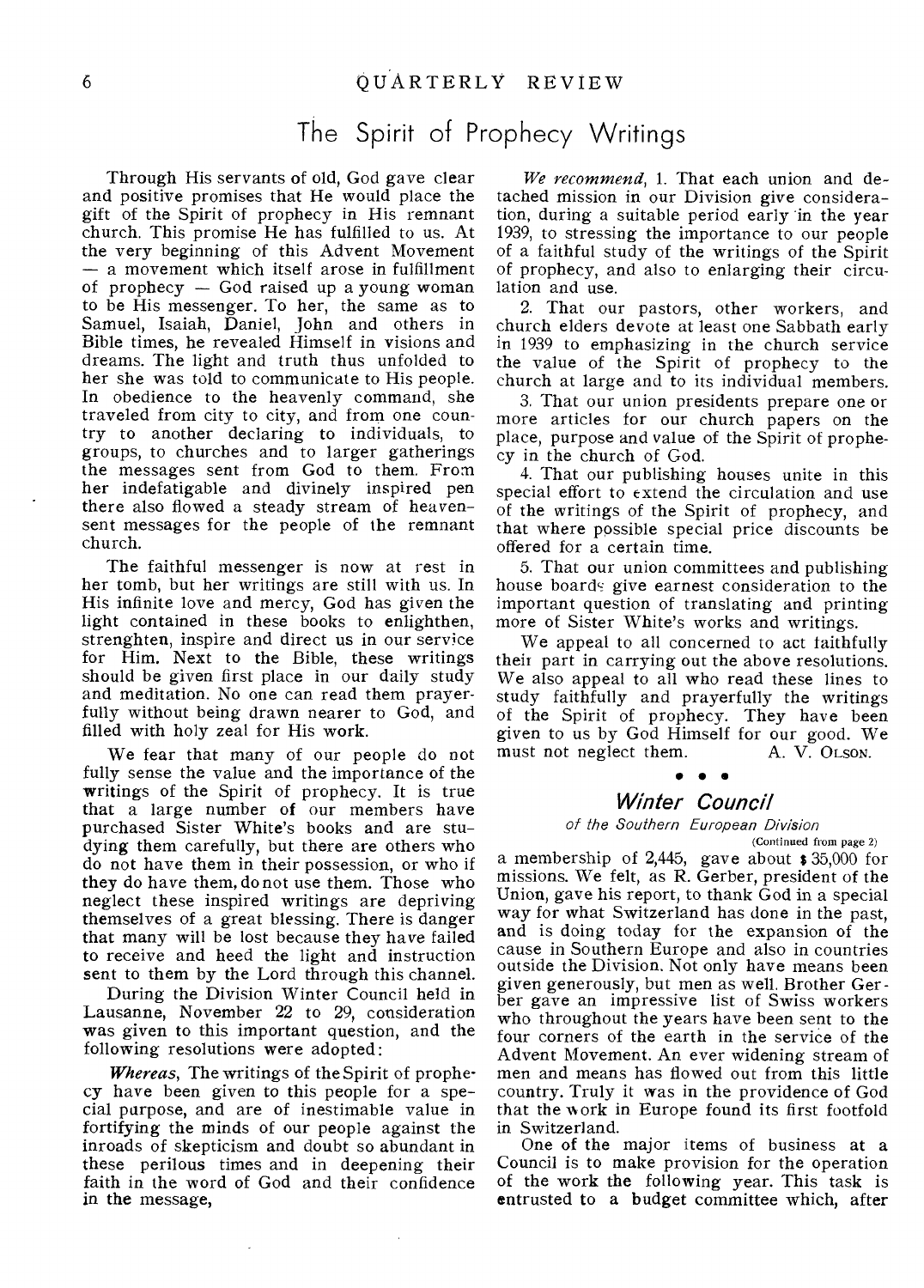# The Spirit of Prophecy Writings

Through His servants of old, God gave clear and positive promises that He would place the gift of the Spirit of prophecy in His remnant church. This promise He has fulfilled to us. At the very beginning of this Advent Movement — a movement which itself arose in fulfillment of prophecy — God raised up a young woman to be His messenger. To her, the same as to Samuel, Isaiah, Daniel, John and others in Bible times, he revealed Himself in visions and dreams. The light and truth thus unfolded to her she was told to communicate to His people. In obedience to the heavenly command, she traveled from city to city, and from one country to another declaring to individuals, to groups, to churches and to larger gatherings the messages sent from God to them. From her indefatigable and divinely inspired pen there also flowed a steady stream of heaven-sent messages for the people of the remnant church.

The faithful messenger is now at rest in her tomb, but her writings are still with us. In His infinite love and mercy, God has given the light contained in these books to enlighten, strenghten, inspire and direct us in our service for Him. Next to the Bible, these writings should be given first place in our daily study and meditation. No one can read them prayerfully without being drawn nearer to God, and filled with holy zeal for His work.

We fear that many of our people do not fully sense the value and the importance of the writings of the Spirit of prophecy. It is true that a large number of our members have purchased Sister White's books and are studying them carefully, but there are others who do not have them in their possession, or who if they do have them, do not use them. Those who neglect these inspired writings are depriving themselves of a great blessing. There is danger that many will be lost because they have failed to receive and heed the light and instruction sent to them by the Lord through this channel.

During the Division Winter Council held in Lausanne, November 22 to 29, consideration was given to this important question, and the following resolutions were adopted:

*Whereas,* The writings of the Spirit of prophecy have been given to this people for a special purpose, and are of inestimable value in fortifying the minds of our people against the inroads of skepticism and doubt so abundant in these perilous times and in deepening their faith in the word of God and their confidence in the message,

*We recommend,* 1. That each union and detached mission in our Division give consideration, during a suitable period early in the year 1939, to stressing the importance to our people of a faithful study of the writings of the Spirit of prophecy, and also to enlarging their circulation and use.

2. That our pastors, other workers, and church elders devote at least one Sabbath early in 1939 to emphasizing in the church service the value of the Spirit of prophecy to the church at large and to its individual members.

3. That our union presidents prepare one or more articles for our church papers on the place, purpose and value of the Spirit of prophecy in the church of God.

4. That our publishing houses unite in this special effort to extend the circulation and use of the writings of the Spirit of prophecy, and that where possible special price discounts be offered for a certain time.

5. That our union committees and publishing house boards give earnest consideration to the important question of translating and printing more of Sister White's works and writings.

We appeal to all concerned to act faithfully their part in carrying out the above resolutions. We also appeal to all who read these lines to study faithfully and prayerfully the writings of the Spirit of prophecy. They have been given to us by God Himself for our good. We must not neglect them.

A. V. Olson.

• • •

## *Winter Council*

*of the Southern European Division*

(Continued from page 2)

a membership of 2,445, gave about $35,000 for missions. We felt, as R. Gerber, president of the Union, gave his report, to thank God in a special way for what Switzerland has done in the past, and is doing today for the expansion of the cause in Southern Europe and also in countries outside the Division. Not only have means been given generously, but men as well. Brother Gerber gave an impressive list of Swiss workers who throughout the years have been sent to the four corners of the earth in the service of the Advent Movement. An ever widening stream of men and means has flowed out from this little country. Truly it was in the providence of God that the work in Europe found its first footfold in Switzerland.

One of the major items of business at a Council is to make provision for the operation of the work the following year. This task is entrusted to a budget committee which, after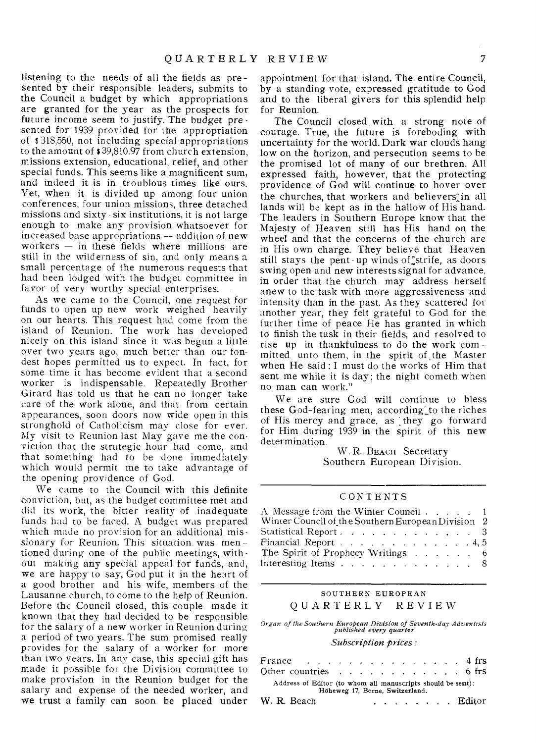listening to the needs of all the fields as presented by their responsible leaders, submits to the Council a budget by which appropriations are granted for the year as the prospects for future income seem to justify. The budget presented for 1939 provided for the appropriation of $ 318,550, not including special appropriations to the amount of $ 39,810.97 from church extension, missions extension, educational, relief, and other special funds. This seems like a magnificent sum, and indeed it is in troublous times like ours. Yet, when it is divided up among four union conferences, four union missions, three detached missions and sixty-six institutions, it is not large enough to make any provision whatsoever for increased base appropriations — addition of new workers — in these fields where millions are still in the wilderness of sin, and only means a small percentage of the numerous requests that had been lodged with the budget committee in favor of very worthy special enterprises.

As we came to the Council, one request for funds to open up new work weighed heavily on our hearts. This request had come from the island of Reunion. The work has developed nicely on this island since it was begun a little over two years ago, much better than our fondest hopes permitted us to expect. In fact, for some time it has become evident that a second worker is indispensable. Repeatedly Brother Girard has told us that he can no longer take care of the work alone, and that from certain appearances, soon doors now wide open in this stronghold of Catholicism may close for ever. My visit to Reunion last May gave me the conviction that the strategic hour had come, and that something had to be done immediately which would permit me to take advantage of the opening providence of God.

We came to the Council with this definite conviction, but, as the budget committee met and did its work, the bitter reality of inadequate funds had to be faced. A budget was prepared which made no provision for an additional missionary for Reunion. This situation was mentioned during one of the public meetings, without making any special appeal for funds, and, we are happy to say, God put it in the heart of a good brother and his wife, members of the Lausanne church, to come to the help of Reunion. Before the Council closed, this couple made it known that they had decided to be responsible for the salary of a new worker in Reunion during a period of two years. The sum promised really provides for the salary of a worker for more than two years. In any case, this special gift has made it possible for the Division committee to make provision in the Reunion budget for the salary and expense of the needed worker, and we trust a family can soon be placed under appointment for that island. The entire Council, by a standing vote, expressed gratitude to God and to the liberal givers for this splendid help for Reunion.

The Council closed with a strong note of courage. True, the future is foreboding with uncertainty for the world. Dark war clouds hang low on the horizon, and persecution seems to be the promised lot of many of our brethren. All expressed faith, however, that the protecting providence of God will continue to hover over the churches, that workers and believers in all lands will be kept as in the hallow of His hand. The leaders in Southern Europe know that the Majesty of Heaven still has His hand on the wheel and that the concerns of the church are in His own charge. They believe that Heaven still stays the pent-up winds of strife, as doors swing open and new interests signal for advance, in order that the church may address herself anew to the task with more aggressiveness and intensity than in the past. As they scattered for another year, they felt grateful to God for the further time of peace He has granted in which to finish the task in their fields, and resolved to rise up in thankfulness to do the work committed unto them, in the spirit of the Master when He said: I must do the works of Him that sent me while it is day; the night cometh when no man can work."

We are sure God will continue to bless these God-fearing men, according to the riches of His mercy and grace, as they go forward for Him during 1939 in the spirit of this new determination.

W. R. Beach Secretary
Southern European Division.

---

## CONTENTS

| | |
|---|---|
| A Message from the Winter Council | 1 |
| Winter Council of the Southern European Division | 2 |
| Statistical Report | 3 |
| Financial Report | 4, 5 |
| The Spirit of Prophecy Writings | 6 |
| Interesting Items | 8 |

---

SOUTHERN EUROPEAN

## QUARTERLY REVIEW

*Organ of the Southern European Division of Seventh-day Adventists published every quarter*

*Subscription prices:*

| | |
|---|---|
| France | 4 frs |
| Other countries | 6 frs |

Address of Editor (to whom all manuscripts should be sent): Höheweg 17, Berne, Switzerland.

W. R. Beach . . . . . . . . Editor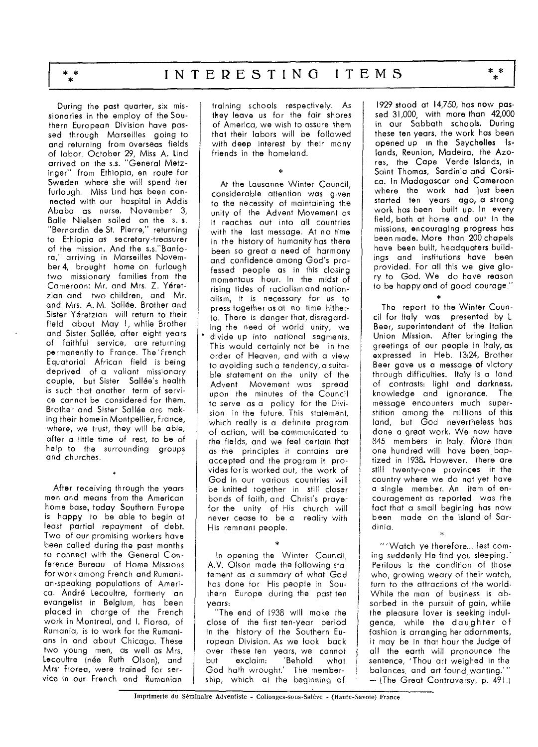# INTERESTING ITEMS

During the past quarter, six missionaries in the employ of the Southern European Division have passed through Marseilles going to and returning from overseas fields of labor. October 29, Miss A. Lind arrived on the s.s. "General Metzinger" from Ethiopia, en route for Sweden where she will spend her furlough. Miss Lind has been connected with our hospital in Addis Ababa as nurse. November 3, Balle Nielsen sailed on the s. s. "Bernardin de St. Pierre," returning to Ethiopia as secretary-treasurer of the mission. And the s.s."Banfora," arriving in Marseilles November 4, brought home on furlough two missionary families from the Cameroon: Mr. and Mrs. Z. Yéretzian and two children, and Mr. and Mrs. A. M. Sallée. Brother and Sister Yéretzian will return to their field about May 1, while Brother and Sister Sallée, after eight years of faithful service, are returning permanently to France. The French Equatorial African field is being deprived of a valiant missionary couple, but Sister Sallée's health is such that another term of service cannot be considered for them. Brother and Sister Sallée are making their home in Montpellier, France, where, we trust, they will be able, after a little time of rest, to be of help to the surrounding groups and churches.

*

After receiving through the years men and means from the American home base, today Southern Europe is happy to be able to begin at least partial repayment of debt. Two of our promising workers have been called during the past months to connect with the General Conference Bureau of Home Missions for work among French and Rumanian-speaking populations of America. André Lecoultre, formerly an evangelist in Belgium, has been placed in charge of the French work in Montreal, and I. Florea, of Rumania, is to work for the Rumanians in and about Chicago. These two young men, as well as Mrs. Lecoultre (née Ruth Olson), and Mrs Florea, were trained for service in our French and Rumanian training schools respectively. As they leave us for the fair shores of America, we wish to assure them that their labors will be followed with deep interest by their many friends in the homeland.

*

At the Lausanne Winter Council, considerable attention was given to the necessity of maintaining the unity of the Advent Movement as it reaches out into all countries with the last message. At no time in the history of humanity has there been so great a need of harmony and confidence among God's professed people as in this closing momentous hour. In the midst of rising tides of racialism and nationalism, it is necessary for us to press together as at no time hitherto. There is danger that, disregarding the need of world unity, we divide up into national segments. This would certainly not be in the order of Heaven, and with a view to avoiding such a tendency, a suitable statement on the unity of the Advent Movement was spread upon the minutes of the Council to serve as a policy for the Division in the future. This statement, which really is a definite program of action, will be communicated to the fields, and we feel certain that as the principles it contains are accepted and the program it provides for is worked out, the work of God in our various countries will be knitted together in still closer bonds of faith, and Christ's prayer for the unity of His church will never cease to be a reality with His remnant people.

*

In opening the Winter Council, A.V. Olson made the following statement as a summary of what God has done for His people in Southern Europe during the past ten years:

"The end of 1938 will make the close of the first ten-year period in the history of the Southern European Division. As we look back over these ten years, we cannot but exclaim: 'Behold what God hath wrought.' The membership, which at the beginning of 1929 stood at 14,750, has now passed 31,000, with more than 42,000 in our Sabbath schools. During these ten years, the work has been opened up in the Seychelles Islands, Reunion, Madeira, the Azores, the Cape Verde Islands, in Saint Thomas, Sardinia and Corsica. In Madagascar and Cameroon where the work had just been started ten years ago, a strong work has been built up. In every field, both at home and out in the missions, encouraging progress has been made. More than 200 chapels have been built, headquaters buildings and institutions have been provided. For all this we give glory to God. We do have reason to be happy and of good courage."

*

The report to the Winter Council for Italy was presented by L. Beer, superintendent of the Italian Union Mission. After bringing the greetings of our people in Italy, as expressed in Heb. 13:24, Brother Beer gave us a message of victory through difficulties. Italy is a land of contrasts: light and darkness, knowledge and ignorance. The message encounters much superstition among the millions of this land, but God nevertheless has done a great work. We now have 845 members in Italy. More than one hundred will have been baptized in 1938. However, there are still twenty-one provinces in the country where we do not yet have a single member. An item of encouragement as reported was the fact that a small begining has now been made on the island of Sardinia.

*

"'Watch ye therefore... lest coming suddenly He find you sleeping.' Perilous is the condition of those who, growing weary of their watch, turn to the attractions of the world. While the man of business is absorbed in the pursuit of gain, while the pleasure lover is seeking indulgence, while the daughter of fashion is arranging her adornments, it may be in that hour the Judge of all the earth will pronounce the sentence, 'Thou art weighed in the balances, and art found wanting.'" — (The Great Controversy, p. 491.)

Imprimerie du Séminaire Adventiste - Collonges-sous-Salève - (Haute-Savoie) France